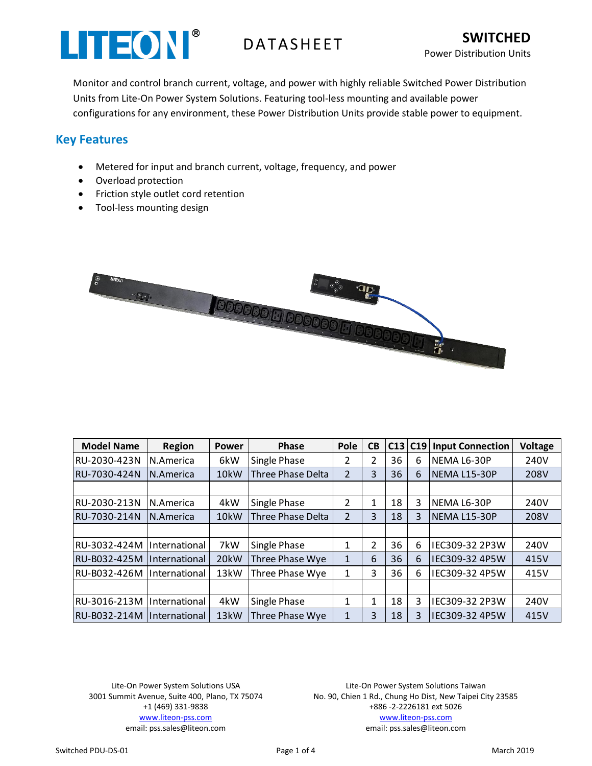# DATASHEET

**SWITCHED**
Power Distribution Units

Monitor and control branch current, voltage, and power with highly reliable Switched Power Distribution Units from Lite-On Power System Solutions. Featuring tool-less mounting and available power configurations for any environment, these Power Distribution Units provide stable power to equipment.

## Key Features

- Metered for input and branch current, voltage, frequency, and power
- Overload protection
- Friction style outlet cord retention
- Tool-less mounting design

| Model Name | Region | Power | Phase | Pole | CB | C13 | C19 | Input Connection | Voltage |
|---|---|---|---|---|---|---|---|---|---|
| RU-2030-423N | N.America | 6kW | Single Phase | 2 | 2 | 36 | 6 | NEMA L6-30P | 240V |
| RU-7030-424N | N.America | 10kW | Three Phase Delta | 2 | 3 | 36 | 6 | NEMA L15-30P | 208V |
| | | | | | | | | | |
| RU-2030-213N | N.America | 4kW | Single Phase | 2 | 1 | 18 | 3 | NEMA L6-30P | 240V |
| RU-7030-214N | N.America | 10kW | Three Phase Delta | 2 | 3 | 18 | 3 | NEMA L15-30P | 208V |
| | | | | | | | | | |
| RU-3032-424M | International | 7kW | Single Phase | 1 | 2 | 36 | 6 | IEC309-32 2P3W | 240V |
| RU-B032-425M | International | 20kW | Three Phase Wye | 1 | 6 | 36 | 6 | IEC309-32 4P5W | 415V |
| RU-B032-426M | International | 13kW | Three Phase Wye | 1 | 3 | 36 | 6 | IEC309-32 4P5W | 415V |
| | | | | | | | | | |
| RU-3016-213M | International | 4kW | Single Phase | 1 | 1 | 18 | 3 | IEC309-32 2P3W | 240V |
| RU-B032-214M | International | 13kW | Three Phase Wye | 1 | 3 | 18 | 3 | IEC309-32 4P5W | 415V |

Lite-On Power System Solutions USA
3001 Summit Avenue, Suite 400, Plano, TX 75074
+1 (469) 331-9838
www.liteon-pss.com
email: pss.sales@liteon.com

Lite-On Power System Solutions Taiwan
No. 90, Chien 1 Rd., Chung Ho Dist, New Taipei City 23585
+886 -2-2226181 ext 5026
www.liteon-pss.com
email: pss.sales@liteon.com

Switched PDU-DS-01 — March 2019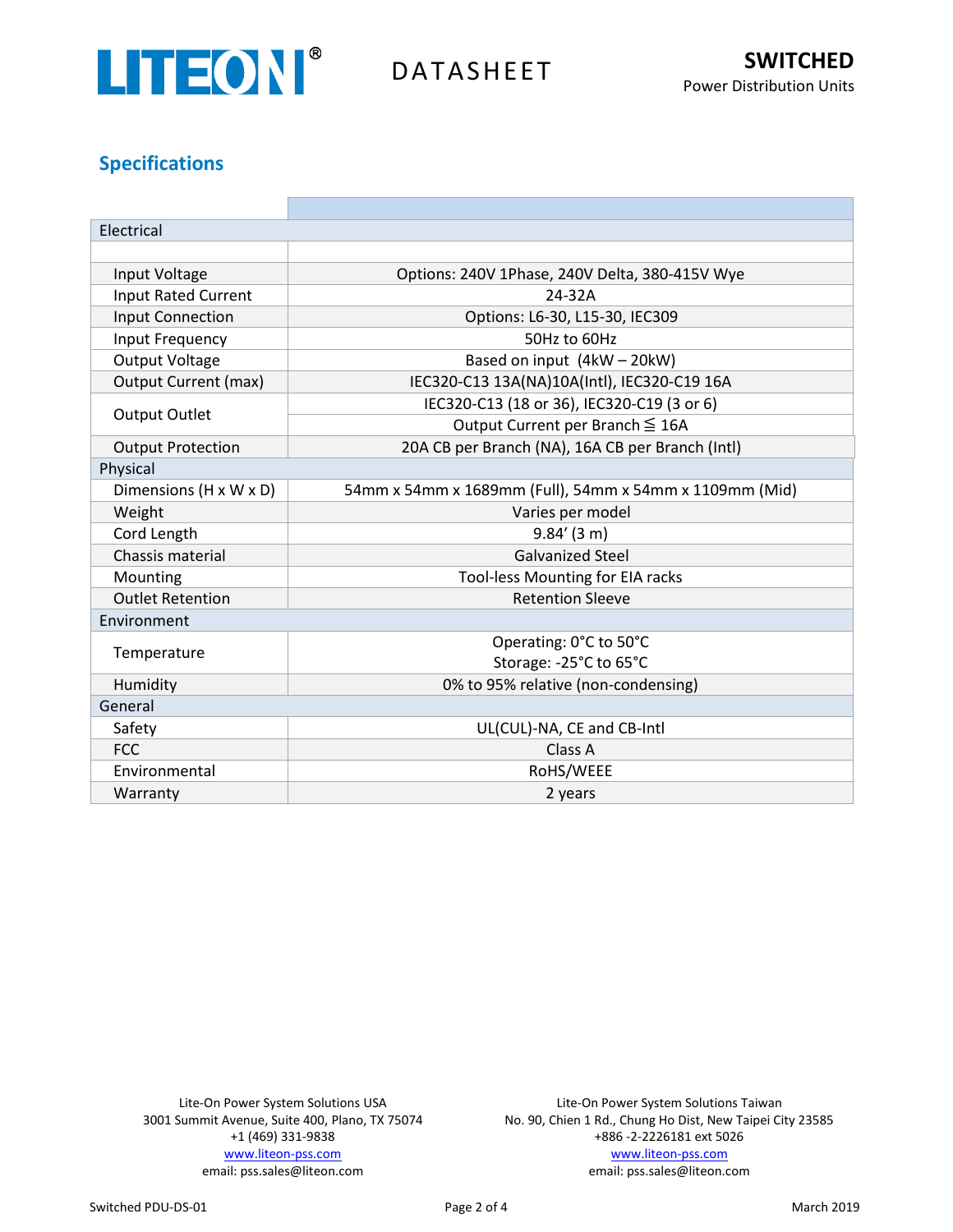## Specifications

| | |
|---|---|
| **Electrical** | |
| Input Voltage | Options: 240V 1Phase, 240V Delta, 380-415V Wye |
| Input Rated Current | 24-32A |
| Input Connection | Options: L6-30, L15-30, IEC309 |
| Input Frequency | 50Hz to 60Hz |
| Output Voltage | Based on input (4kW – 20kW) |
| Output Current (max) | IEC320-C13 13A(NA)10A(Intl), IEC320-C19 16A |
| Output Outlet | IEC320-C13 (18 or 36), IEC320-C19 (3 or 6) |
| | Output Current per Branch ≦ 16A |
| Output Protection | 20A CB per Branch (NA), 16A CB per Branch (Intl) |
| **Physical** | |
| Dimensions (H x W x D) | 54mm x 54mm x 1689mm (Full), 54mm x 54mm x 1109mm (Mid) |
| Weight | Varies per model |
| Cord Length | 9.84' (3 m) |
| Chassis material | Galvanized Steel |
| Mounting | Tool-less Mounting for EIA racks |
| Outlet Retention | Retention Sleeve |
| **Environment** | |
| Temperature | Operating: 0°C to 50°C<br>Storage: -25°C to 65°C |
| Humidity | 0% to 95% relative (non-condensing) |
| **General** | |
| Safety | UL(CUL)-NA, CE and CB-Intl |
| FCC | Class A |
| Environmental | RoHS/WEEE |
| Warranty | 2 years |

Lite-On Power System Solutions USA
3001 Summit Avenue, Suite 400, Plano, TX 75074
+1 (469) 331-9838
www.liteon-pss.com
email: pss.sales@liteon.com

Lite-On Power System Solutions Taiwan
No. 90, Chien 1 Rd., Chung Ho Dist, New Taipei City 23585
+886 -2-2226181 ext 5026
www.liteon-pss.com
email: pss.sales@liteon.com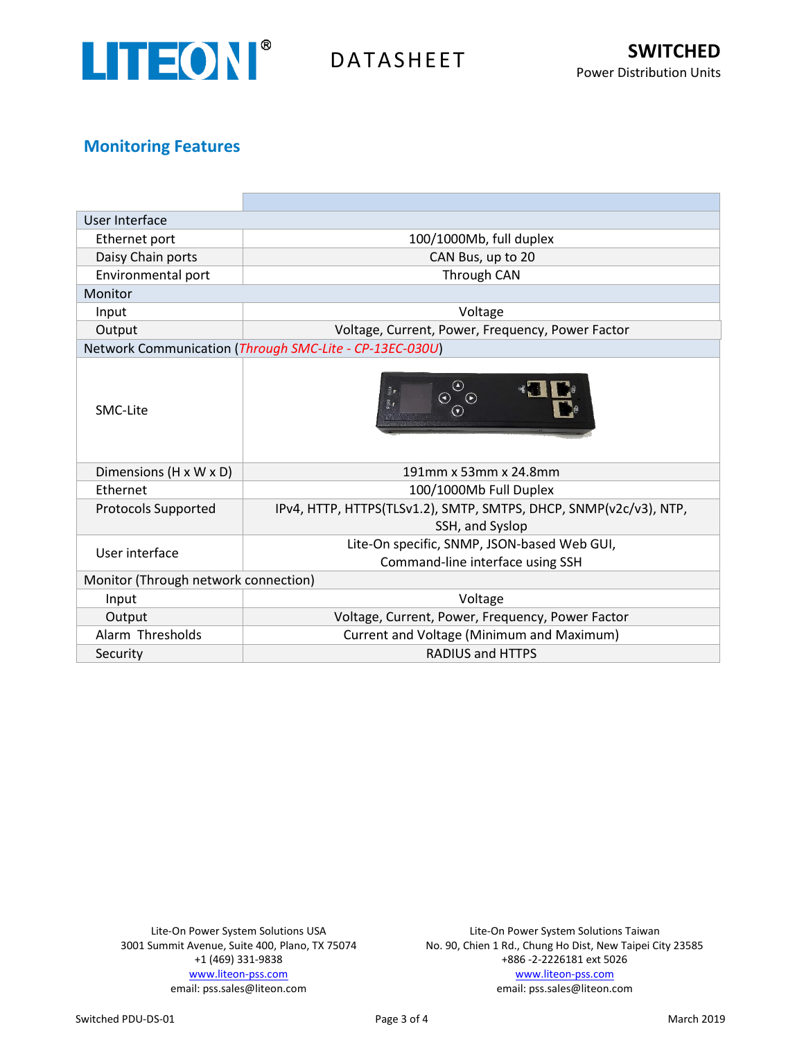## Monitoring Features

| | |
|---|---|
| **User Interface** | |
| Ethernet port | 100/1000Mb, full duplex |
| Daisy Chain ports | CAN Bus, up to 20 |
| Environmental port | Through CAN |
| **Monitor** | |
| Input | Voltage |
| Output | Voltage, Current, Power, Frequency, Power Factor |
| **Network Communication (*Through SMC-Lite - CP-13EC-030U*)** | |
| SMC-Lite | |
| Dimensions (H x W x D) | 191mm x 53mm x 24.8mm |
| Ethernet | 100/1000Mb Full Duplex |
| Protocols Supported | IPv4, HTTP, HTTPS(TLSv1.2), SMTP, SMTPS, DHCP, SNMP(v2c/v3), NTP, SSH, and Syslog |
| User interface | Lite-On specific, SNMP, JSON-based Web GUI, Command-line interface using SSH |
| **Monitor (Through network connection)** | |
| Input | Voltage |
| Output | Voltage, Current, Power, Frequency, Power Factor |
| Alarm Thresholds | Current and Voltage (Minimum and Maximum) |
| Security | RADIUS and HTTPS |

Lite-On Power System Solutions USA
3001 Summit Avenue, Suite 400, Plano, TX 75074
+1 (469) 331-9838
www.liteon-pss.com
email: pss.sales@liteon.com

Lite-On Power System Solutions Taiwan
No. 90, Chien 1 Rd., Chung Ho Dist, New Taipei City 23585
+886 -2-2226181 ext 5026
www.liteon-pss.com
email: pss.sales@liteon.com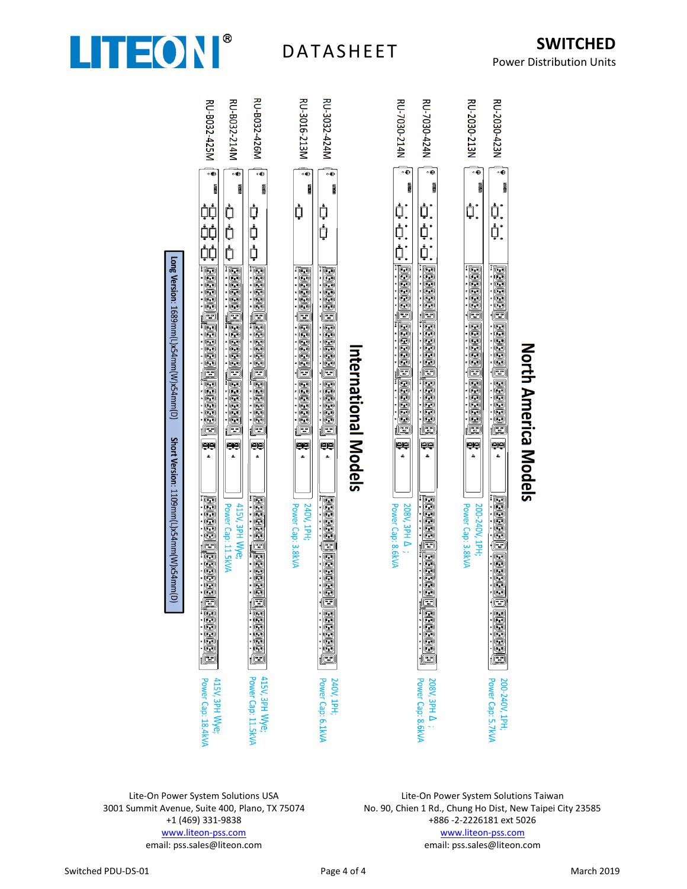# SWITCHED

Power Distribution Units

## North America Models

RU-2030-423N

200-240V, 1PH; Power Cap: 5.7kVA

RU-2030-213N

200-240V, 1PH; Power Cap: 3.8kVA

RU-7030-424N

208V, 3PH Δ ; Power Cap: 8.6kVA

RU-7030-214N

208V, 3PH Δ ; Power Cap: 8.6kVA

## International Models

RU-3032-424M

240V, 1PH; Power Cap: 6.1kVA

RU-3016-213M

240V, 1PH; Power Cap: 3.8kVA

RU-B032-426M

415V, 3PH Wye; Power Cap: 11.5kVA

RU-B032-214M

415V, 3PH Wye; Power Cap: 11.5kVA

RU-B032-425M

415V, 3PH Wye; Power Cap: 18.4kVA

**Long Version**: 1689mm(L)x54mm(W)x54mm(D) **Short Version**: 1109mm(L)x54mm(W)x54mm(D)

Lite-On Power System Solutions USA
3001 Summit Avenue, Suite 400, Plano, TX 75074
+1 (469) 331-9838
www.liteon-pss.com
email: pss.sales@liteon.com

Lite-On Power System Solutions Taiwan
No. 90, Chien 1 Rd., Chung Ho Dist, New Taipei City 23585
+886 -2-2226181 ext 5026
www.liteon-pss.com
email: pss.sales@liteon.com